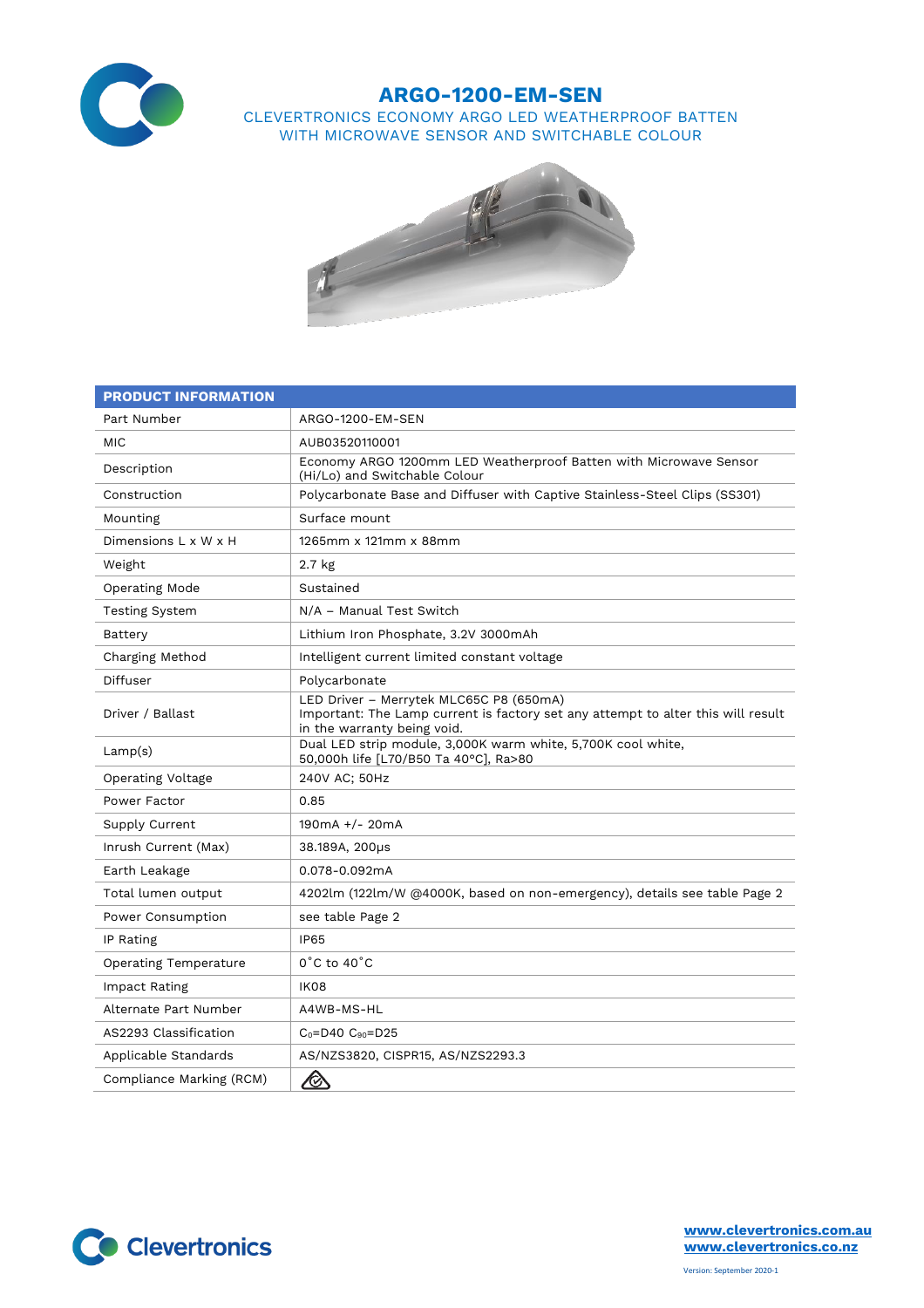# ARGO-1200-EM-SEN

## CLEVERTRONICS ECONOMY ARGO LED WEATHERPROOF BATTEN WITH MICROWAVE SENSOR AND SWITCHABLE COLOUR

| PRODUCT INFORMATION | |
|---|---|
| Part Number | ARGO-1200-EM-SEN |
| MIC | AUB03520110001 |
| Description | Economy ARGO 1200mm LED Weatherproof Batten with Microwave Sensor (Hi/Lo) and Switchable Colour |
| Construction | Polycarbonate Base and Diffuser with Captive Stainless-Steel Clips (SS301) |
| Mounting | Surface mount |
| Dimensions L x W x H | 1265mm x 121mm x 88mm |
| Weight | 2.7 kg |
| Operating Mode | Sustained |
| Testing System | N/A – Manual Test Switch |
| Battery | Lithium Iron Phosphate, 3.2V 3000mAh |
| Charging Method | Intelligent current limited constant voltage |
| Diffuser | Polycarbonate |
| Driver / Ballast | LED Driver – Merrytek MLC65C P8 (650mA)<br>Important: The Lamp current is factory set any attempt to alter this will result in the warranty being void. |
| Lamp(s) | Dual LED strip module, 3,000K warm white, 5,700K cool white, 50,000h life [L70/B50 Ta 40°C], Ra>80 |
| Operating Voltage | 240V AC; 50Hz |
| Power Factor | 0.85 |
| Supply Current | 190mA +/- 20mA |
| Inrush Current (Max) | 38.189A, 200μs |
| Earth Leakage | 0.078-0.092mA |
| Total lumen output | 4202lm (122lm/W @4000K, based on non-emergency), details see table Page 2 |
| Power Consumption | see table Page 2 |
| IP Rating | IP65 |
| Operating Temperature | 0˚C to 40˚C |
| Impact Rating | IK08 |
| Alternate Part Number | A4WB-MS-HL |
| AS2293 Classification | $C_0$=D40 $C_{90}$=D25 |
| Applicable Standards | AS/NZS3820, CISPR15, AS/NZS2293.3 |
| Compliance Marking (RCM) | |

**www.clevertronics.com.au**
**www.clevertronics.co.nz**

Version: September 2020-1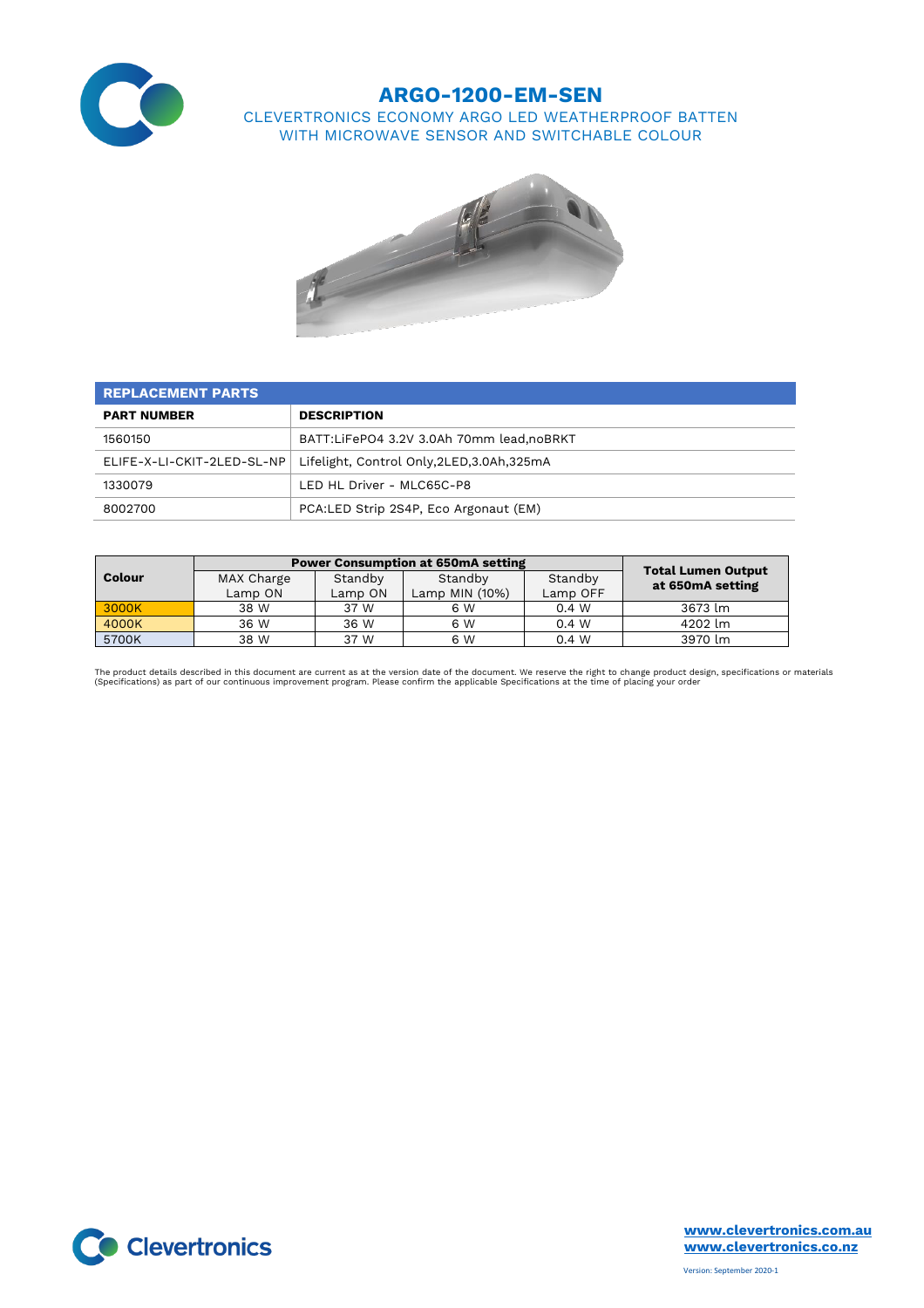# ARGO-1200-EM-SEN

CLEVERTRONICS ECONOMY ARGO LED WEATHERPROOF BATTEN
WITH MICROWAVE SENSOR AND SWITCHABLE COLOUR

| REPLACEMENT PARTS | |
|---|---|
| **PART NUMBER** | **DESCRIPTION** |
| 1560150 | BATT:LiFePO4 3.2V 3.0Ah 70mm lead,noBRKT |
| ELIFE-X-LI-CKIT-2LED-SL-NP | Lifelight, Control Only,2LED,3.0Ah,325mA |
| 1330079 | LED HL Driver - MLC65C-P8 |
| 8002700 | PCA:LED Strip 2S4P, Eco Argonaut (EM) |

| Colour | Power Consumption at 650mA setting | | | | Total Lumen Output at 650mA setting |
|---|---|---|---|---|---|
| | MAX Charge Lamp ON | Standby Lamp ON | Standby Lamp MIN (10%) | Standby Lamp OFF | |
| 3000K | 38 W | 37 W | 6 W | 0.4 W | 3673 lm |
| 4000K | 36 W | 36 W | 6 W | 0.4 W | 4202 lm |
| 5700K | 38 W | 37 W | 6 W | 0.4 W | 3970 lm |

The product details described in this document are current as at the version date of the document. We reserve the right to change product design, specifications or materials (Specifications) as part of our continuous improvement program. Please confirm the applicable Specifications at the time of placing your order

www.clevertronics.com.au
www.clevertronics.co.nz

Version: September 2020-1